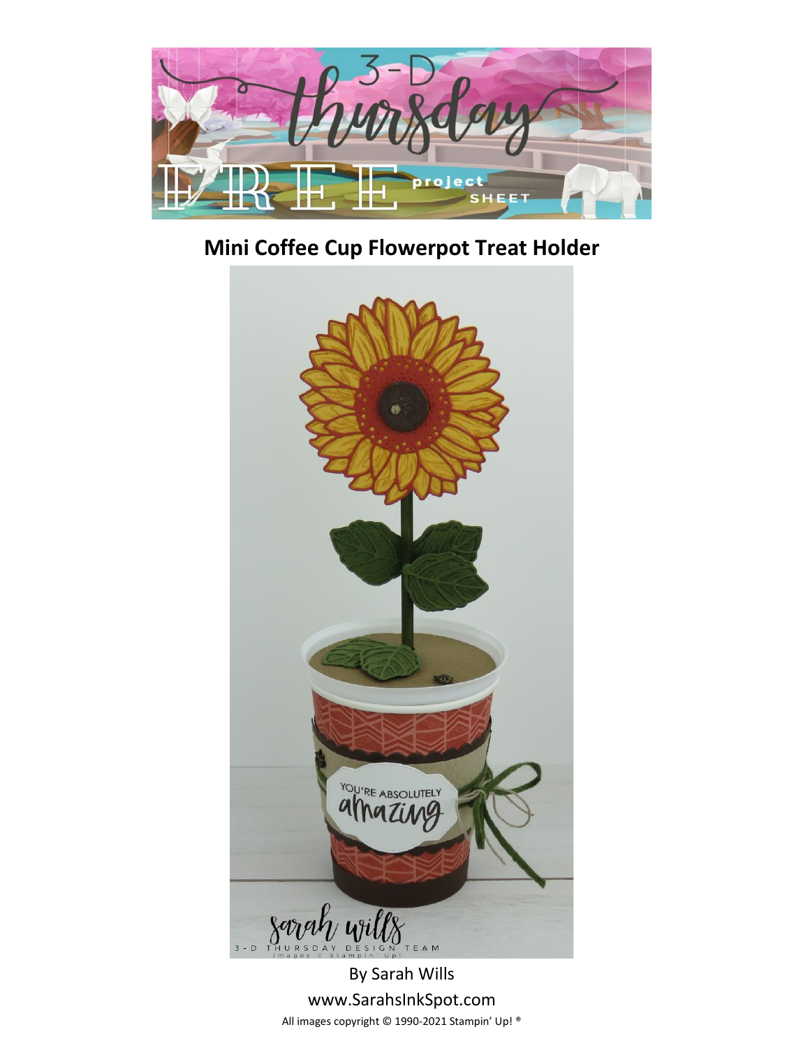# Mini Coffee Cup Flowerpot Treat Holder

By Sarah Wills

www.SarahsInkSpot.com

All images copyright © 1990-2021 Stampin' Up! ®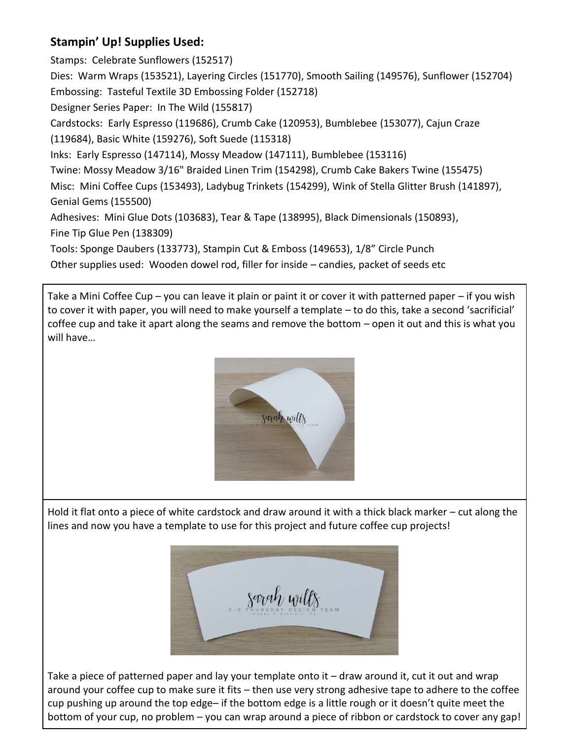**Stampin' Up! Supplies Used:**

Stamps: Celebrate Sunflowers (152517)
Dies: Warm Wraps (153521), Layering Circles (151770), Smooth Sailing (149576), Sunflower (152704)
Embossing: Tasteful Textile 3D Embossing Folder (152718)
Designer Series Paper: In The Wild (155817)
Cardstocks: Early Espresso (119686), Crumb Cake (120953), Bumblebee (153077), Cajun Craze (119684), Basic White (159276), Soft Suede (115318)
Inks: Early Espresso (147114), Mossy Meadow (147111), Bumblebee (153116)
Twine: Mossy Meadow 3/16" Braided Linen Trim (154298), Crumb Cake Bakers Twine (155475)
Misc: Mini Coffee Cups (153493), Ladybug Trinkets (154299), Wink of Stella Glitter Brush (141897), Genial Gems (155500)
Adhesives: Mini Glue Dots (103683), Tear & Tape (138995), Black Dimensionals (150893), Fine Tip Glue Pen (138309)
Tools: Sponge Daubers (133773), Stampin Cut & Emboss (149653), 1/8" Circle Punch
Other supplies used: Wooden dowel rod, filler for inside – candies, packet of seeds etc

Take a Mini Coffee Cup – you can leave it plain or paint it or cover it with patterned paper – if you wish to cover it with paper, you will need to make yourself a template – to do this, take a second 'sacrificial' coffee cup and take it apart along the seams and remove the bottom – open it out and this is what you will have…

Hold it flat onto a piece of white cardstock and draw around it with a thick black marker – cut along the lines and now you have a template to use for this project and future coffee cup projects!

Take a piece of patterned paper and lay your template onto it – draw around it, cut it out and wrap around your coffee cup to make sure it fits – then use very strong adhesive tape to adhere to the coffee cup pushing up around the top edge– if the bottom edge is a little rough or it doesn't quite meet the bottom of your cup, no problem – you can wrap around a piece of ribbon or cardstock to cover any gap!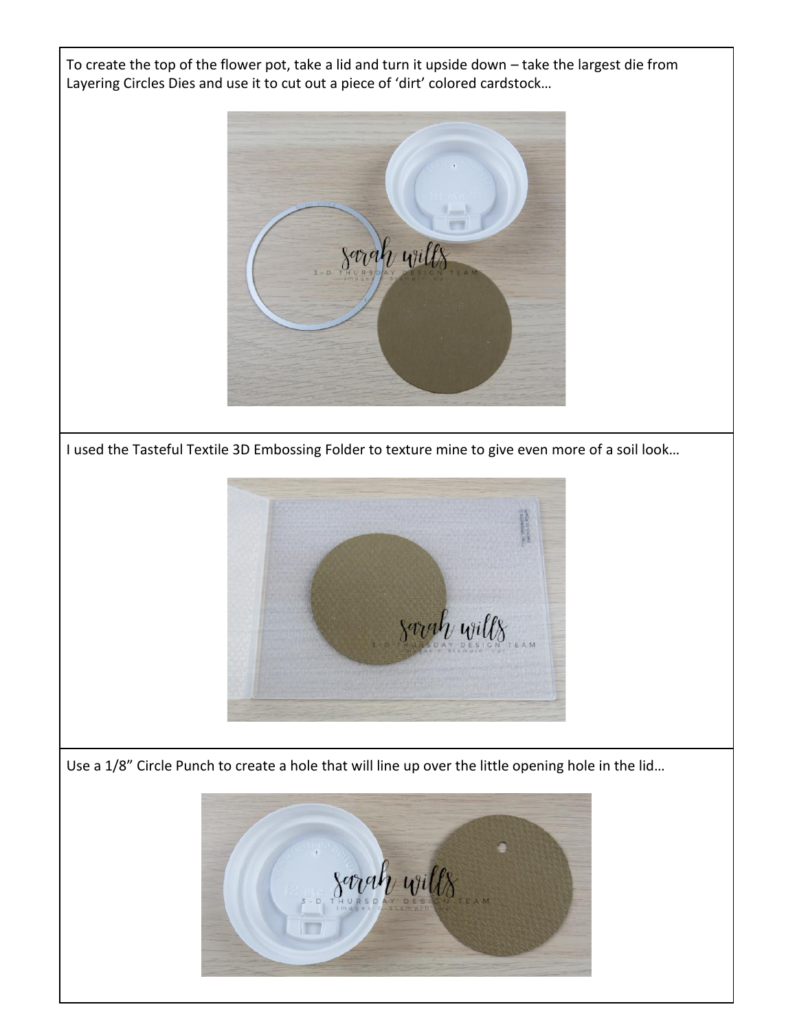To create the top of the flower pot, take a lid and turn it upside down – take the largest die from Layering Circles Dies and use it to cut out a piece of 'dirt' colored cardstock…

I used the Tasteful Textile 3D Embossing Folder to texture mine to give even more of a soil look…

Use a 1/8" Circle Punch to create a hole that will line up over the little opening hole in the lid…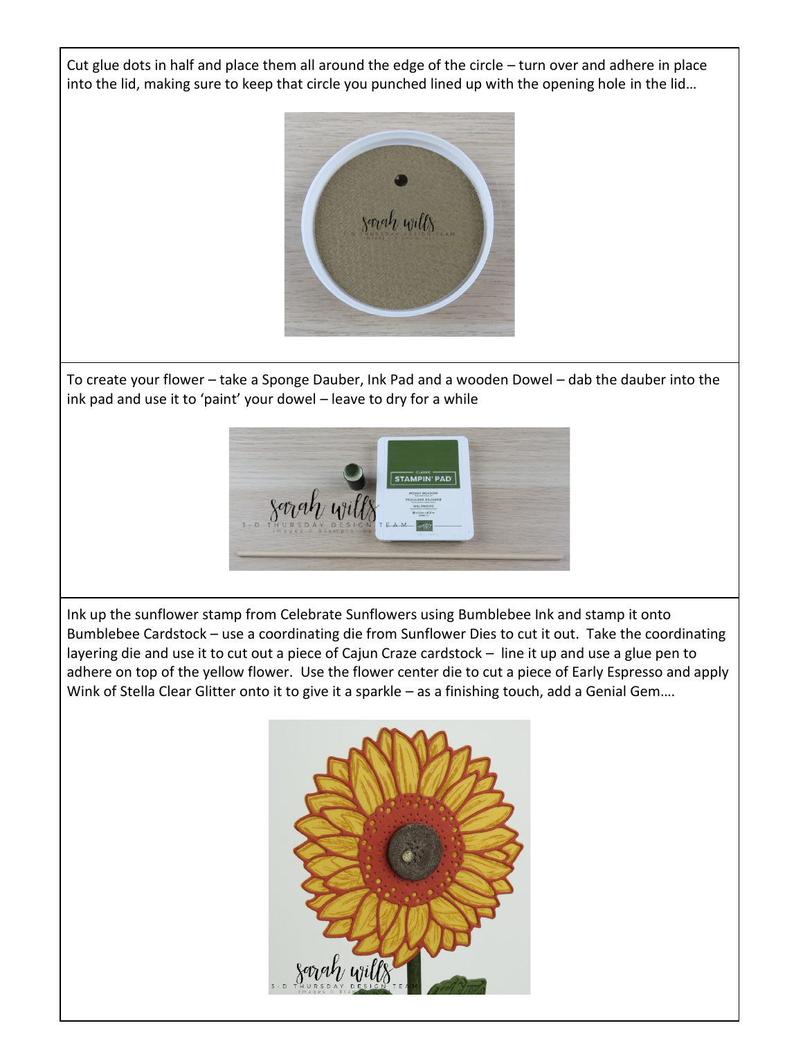Cut glue dots in half and place them all around the edge of the circle – turn over and adhere in place into the lid, making sure to keep that circle you punched lined up with the opening hole in the lid…

To create your flower – take a Sponge Dauber, Ink Pad and a wooden Dowel – dab the dauber into the ink pad and use it to 'paint' your dowel – leave to dry for a while

Ink up the sunflower stamp from Celebrate Sunflowers using Bumblebee Ink and stamp it onto Bumblebee Cardstock – use a coordinating die from Sunflower Dies to cut it out. Take the coordinating layering die and use it to cut out a piece of Cajun Craze cardstock – line it up and use a glue pen to adhere on top of the yellow flower. Use the flower center die to cut a piece of Early Espresso and apply Wink of Stella Clear Glitter onto it to give it a sparkle – as a finishing touch, add a Genial Gem….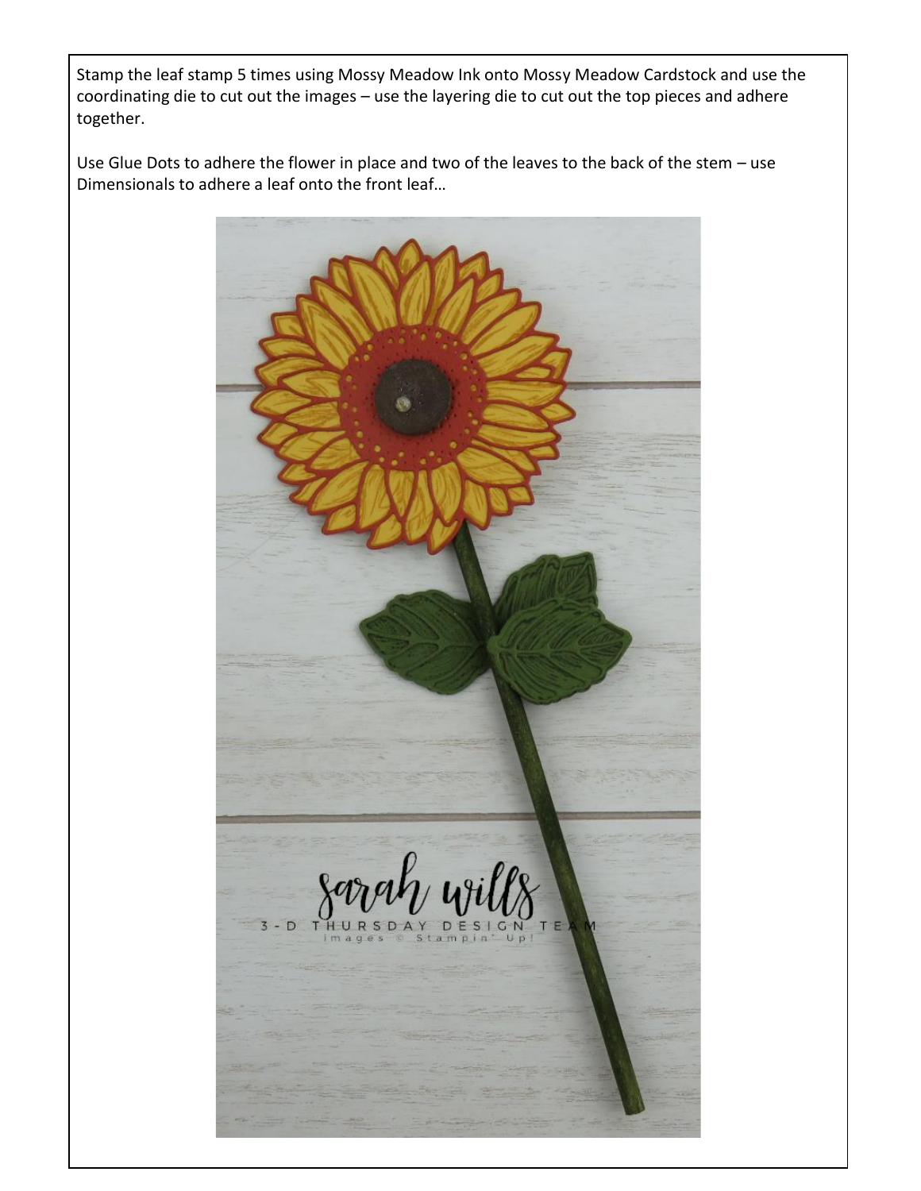Stamp the leaf stamp 5 times using Mossy Meadow Ink onto Mossy Meadow Cardstock and use the coordinating die to cut out the images – use the layering die to cut out the top pieces and adhere together.

Use Glue Dots to adhere the flower in place and two of the leaves to the back of the stem – use Dimensionals to adhere a leaf onto the front leaf…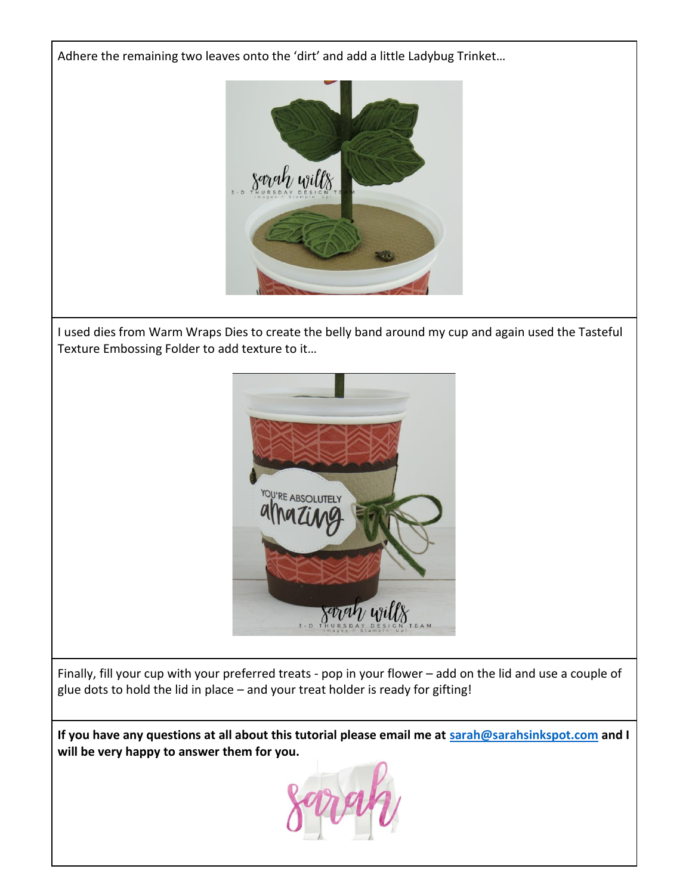Adhere the remaining two leaves onto the 'dirt' and add a little Ladybug Trinket…

I used dies from Warm Wraps Dies to create the belly band around my cup and again used the Tasteful Texture Embossing Folder to add texture to it…

Finally, fill your cup with your preferred treats - pop in your flower – add on the lid and use a couple of glue dots to hold the lid in place – and your treat holder is ready for gifting!

**If you have any questions at all about this tutorial please email me at [sarah@sarahsinkspot.com](mailto:sarah@sarahsinkspot.com) and I will be very happy to answer them for you.**